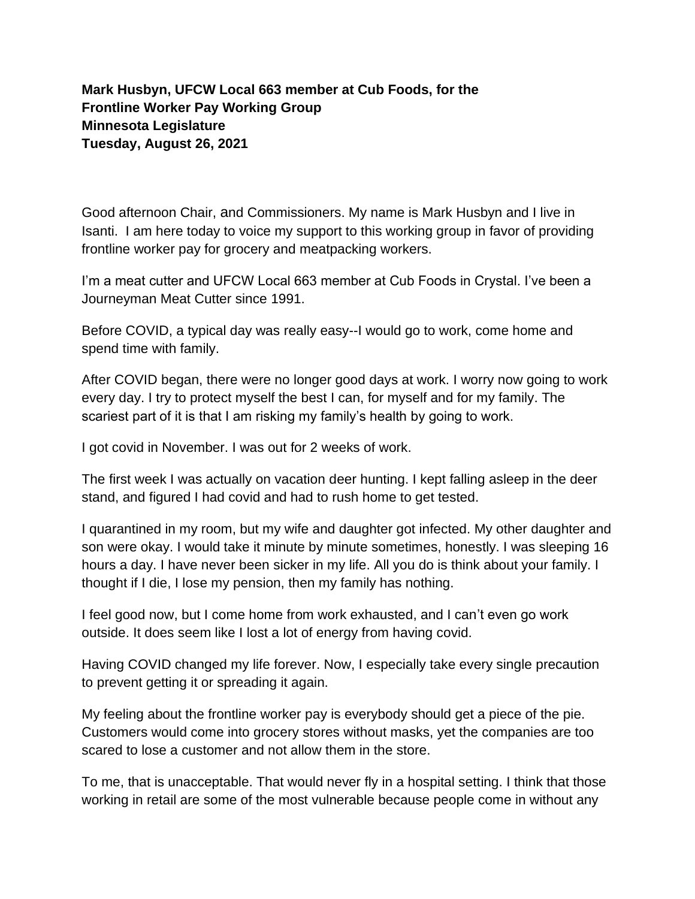**Mark Husbyn, UFCW Local 663 member at Cub Foods, for the Frontline Worker Pay Working Group Minnesota Legislature Tuesday, August 26, 2021**

Good afternoon Chair, and Commissioners. My name is Mark Husbyn and I live in Isanti. I am here today to voice my support to this working group in favor of providing frontline worker pay for grocery and meatpacking workers.

I'm a meat cutter and UFCW Local 663 member at Cub Foods in Crystal. I've been a Journeyman Meat Cutter since 1991.

Before COVID, a typical day was really easy--I would go to work, come home and spend time with family.

After COVID began, there were no longer good days at work. I worry now going to work every day. I try to protect myself the best I can, for myself and for my family. The scariest part of it is that I am risking my family's health by going to work.

I got covid in November. I was out for 2 weeks of work.

The first week I was actually on vacation deer hunting. I kept falling asleep in the deer stand, and figured I had covid and had to rush home to get tested.

I quarantined in my room, but my wife and daughter got infected. My other daughter and son were okay. I would take it minute by minute sometimes, honestly. I was sleeping 16 hours a day. I have never been sicker in my life. All you do is think about your family. I thought if I die, I lose my pension, then my family has nothing.

I feel good now, but I come home from work exhausted, and I can't even go work outside. It does seem like I lost a lot of energy from having covid.

Having COVID changed my life forever. Now, I especially take every single precaution to prevent getting it or spreading it again.

My feeling about the frontline worker pay is everybody should get a piece of the pie. Customers would come into grocery stores without masks, yet the companies are too scared to lose a customer and not allow them in the store.

To me, that is unacceptable. That would never fly in a hospital setting. I think that those working in retail are some of the most vulnerable because people come in without any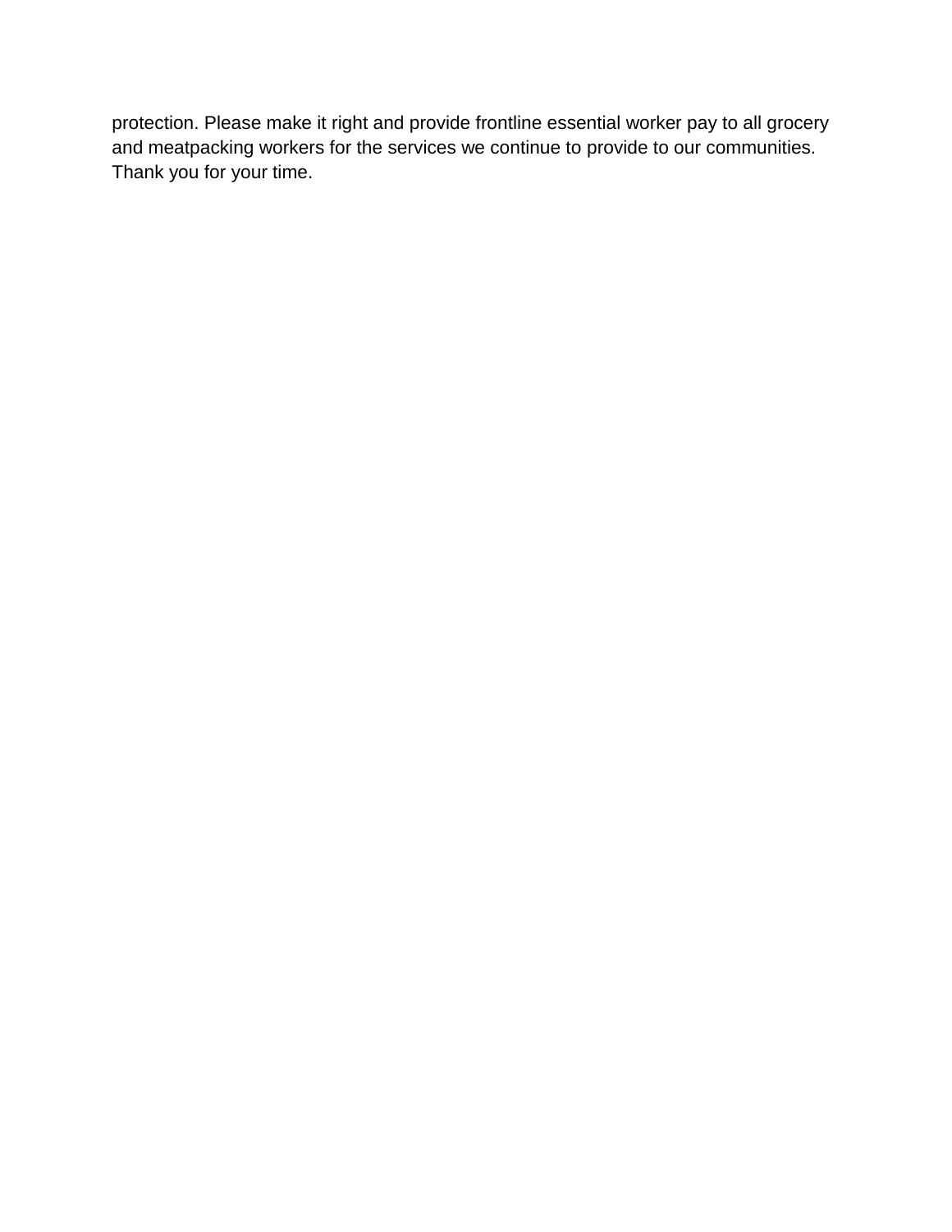protection. Please make it right and provide frontline essential worker pay to all grocery and meatpacking workers for the services we continue to provide to our communities. Thank you for your time.